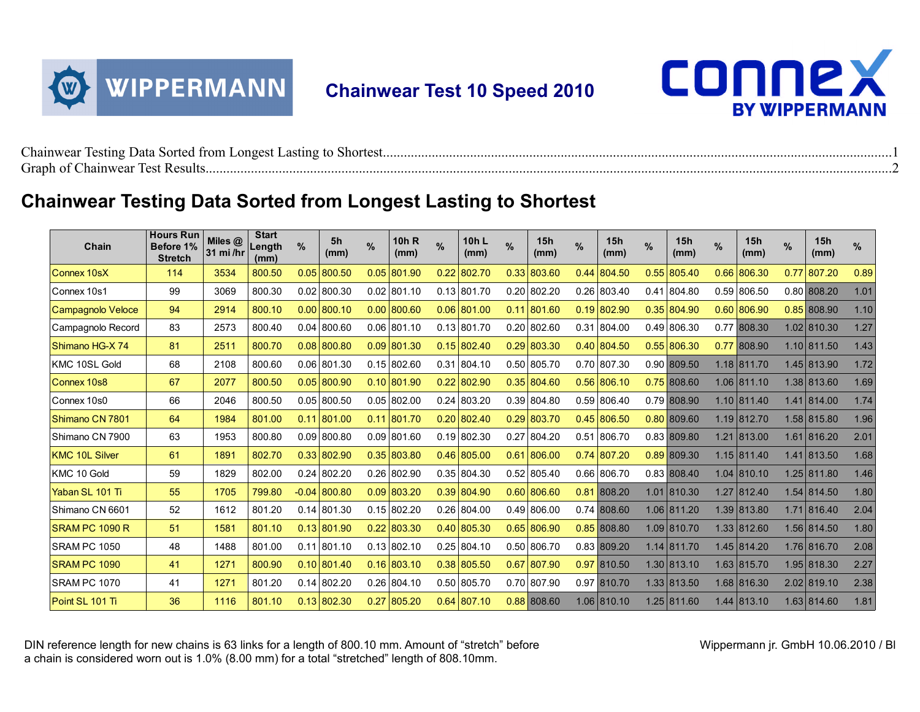Chainwear Test 10 Speed 2010

Chainwear Testing Data Sorted from Longest Lasting to Shortest.....1
Graph of Chainwear Test Results.....2

# Chainwear Testing Data Sorted from Longest Lasting to Shortest

| Chain | Hours Run Before 1% Stretch | Miles @ 31 mi /hr | Start Length (mm) | % | 5h (mm) | % | 10h R (mm) | % | 10h L (mm) | % | 15h (mm) | % | 15h (mm) | % | 15h (mm) | % | 15h (mm) | % | 15h (mm) | % |
|---|---|---|---|---|---|---|---|---|---|---|---|---|---|---|---|---|---|---|---|---|
| Connex 10sX | 114 | 3534 | 800.50 | 0.05 | 800.50 | 0.05 | 801.90 | 0.22 | 802.70 | 0.33 | 803.60 | 0.44 | 804.50 | 0.55 | 805.40 | 0.66 | 806.30 | 0.77 | 807.20 | 0.89 |
| Connex 10s1 | 99 | 3069 | 800.30 | 0.02 | 800.30 | 0.02 | 801.10 | 0.13 | 801.70 | 0.20 | 802.20 | 0.26 | 803.40 | 0.41 | 804.80 | 0.59 | 806.50 | 0.80 | 808.20 | 1.01 |
| Campagnolo Veloce | 94 | 2914 | 800.10 | 0.00 | 800.10 | 0.00 | 800.60 | 0.06 | 801.00 | 0.11 | 801.60 | 0.19 | 802.90 | 0.35 | 804.90 | 0.60 | 806.90 | 0.85 | 808.90 | 1.10 |
| Campagnolo Record | 83 | 2573 | 800.40 | 0.04 | 800.60 | 0.06 | 801.10 | 0.13 | 801.70 | 0.20 | 802.60 | 0.31 | 804.00 | 0.49 | 806.30 | 0.77 | 808.30 | 1.02 | 810.30 | 1.27 |
| Shimano HG-X 74 | 81 | 2511 | 800.70 | 0.08 | 800.80 | 0.09 | 801.30 | 0.15 | 802.40 | 0.29 | 803.30 | 0.40 | 804.50 | 0.55 | 806.30 | 0.77 | 808.90 | 1.10 | 811.50 | 1.43 |
| KMC 10SL Gold | 68 | 2108 | 800.60 | 0.06 | 801.30 | 0.15 | 802.60 | 0.31 | 804.10 | 0.50 | 805.70 | 0.70 | 807.30 | 0.90 | 809.50 | 1.18 | 811.70 | 1.45 | 813.90 | 1.72 |
| Connex 10s8 | 67 | 2077 | 800.50 | 0.05 | 800.90 | 0.10 | 801.90 | 0.22 | 802.90 | 0.35 | 804.60 | 0.56 | 806.10 | 0.75 | 808.60 | 1.06 | 811.10 | 1.38 | 813.60 | 1.69 |
| Connex 10s0 | 66 | 2046 | 800.50 | 0.05 | 800.50 | 0.05 | 802.00 | 0.24 | 803.20 | 0.39 | 804.80 | 0.59 | 806.40 | 0.79 | 808.90 | 1.10 | 811.40 | 1.41 | 814.00 | 1.74 |
| Shimano CN 7801 | 64 | 1984 | 801.00 | 0.11 | 801.00 | 0.11 | 801.70 | 0.20 | 802.40 | 0.29 | 803.70 | 0.45 | 806.50 | 0.80 | 809.60 | 1.19 | 812.70 | 1.58 | 815.80 | 1.96 |
| Shimano CN 7900 | 63 | 1953 | 800.80 | 0.09 | 800.80 | 0.09 | 801.60 | 0.19 | 802.30 | 0.27 | 804.20 | 0.51 | 806.70 | 0.83 | 809.80 | 1.21 | 813.00 | 1.61 | 816.20 | 2.01 |
| KMC 10L Silver | 61 | 1891 | 802.70 | 0.33 | 802.90 | 0.35 | 803.80 | 0.46 | 805.00 | 0.61 | 806.00 | 0.74 | 807.20 | 0.89 | 809.30 | 1.15 | 811.40 | 1.41 | 813.50 | 1.68 |
| KMC 10 Gold | 59 | 1829 | 802.00 | 0.24 | 802.20 | 0.26 | 802.90 | 0.35 | 804.30 | 0.52 | 805.40 | 0.66 | 806.70 | 0.83 | 808.40 | 1.04 | 810.10 | 1.25 | 811.80 | 1.46 |
| Yaban SL 101 Ti | 55 | 1705 | 799.80 | -0.04 | 800.80 | 0.09 | 803.20 | 0.39 | 804.90 | 0.60 | 806.60 | 0.81 | 808.20 | 1.01 | 810.30 | 1.27 | 812.40 | 1.54 | 814.50 | 1.80 |
| Shimano CN 6601 | 52 | 1612 | 801.20 | 0.14 | 801.30 | 0.15 | 802.20 | 0.26 | 804.00 | 0.49 | 806.00 | 0.74 | 808.60 | 1.06 | 811.20 | 1.39 | 813.80 | 1.71 | 816.40 | 2.04 |
| SRAM PC 1090 R | 51 | 1581 | 801.10 | 0.13 | 801.90 | 0.22 | 803.30 | 0.40 | 805.30 | 0.65 | 806.90 | 0.85 | 808.80 | 1.09 | 810.70 | 1.33 | 812.60 | 1.56 | 814.50 | 1.80 |
| SRAM PC 1050 | 48 | 1488 | 801.00 | 0.11 | 801.10 | 0.13 | 802.10 | 0.25 | 804.10 | 0.50 | 806.70 | 0.83 | 809.20 | 1.14 | 811.70 | 1.45 | 814.20 | 1.76 | 816.70 | 2.08 |
| SRAM PC 1090 | 41 | 1271 | 800.90 | 0.10 | 801.40 | 0.16 | 803.10 | 0.38 | 805.50 | 0.67 | 807.90 | 0.97 | 810.50 | 1.30 | 813.10 | 1.63 | 815.70 | 1.95 | 818.30 | 2.27 |
| SRAM PC 1070 | 41 | 1271 | 801.20 | 0.14 | 802.20 | 0.26 | 804.10 | 0.50 | 805.70 | 0.70 | 807.90 | 0.97 | 810.70 | 1.33 | 813.50 | 1.68 | 816.30 | 2.02 | 819.10 | 2.38 |
| Point SL 101 Ti | 36 | 1116 | 801.10 | 0.13 | 802.30 | 0.27 | 805.20 | 0.64 | 807.10 | 0.88 | 808.60 | 1.06 | 810.10 | 1.25 | 811.60 | 1.44 | 813.10 | 1.63 | 814.60 | 1.81 |

DIN reference length for new chains is 63 links for a length of 800.10 mm. Amount of "stretch" before a chain is considered worn out is 1.0% (8.00 mm) for a total "stretched" length of 808.10mm.

Wippermann jr. GmbH 10.06.2010 / BI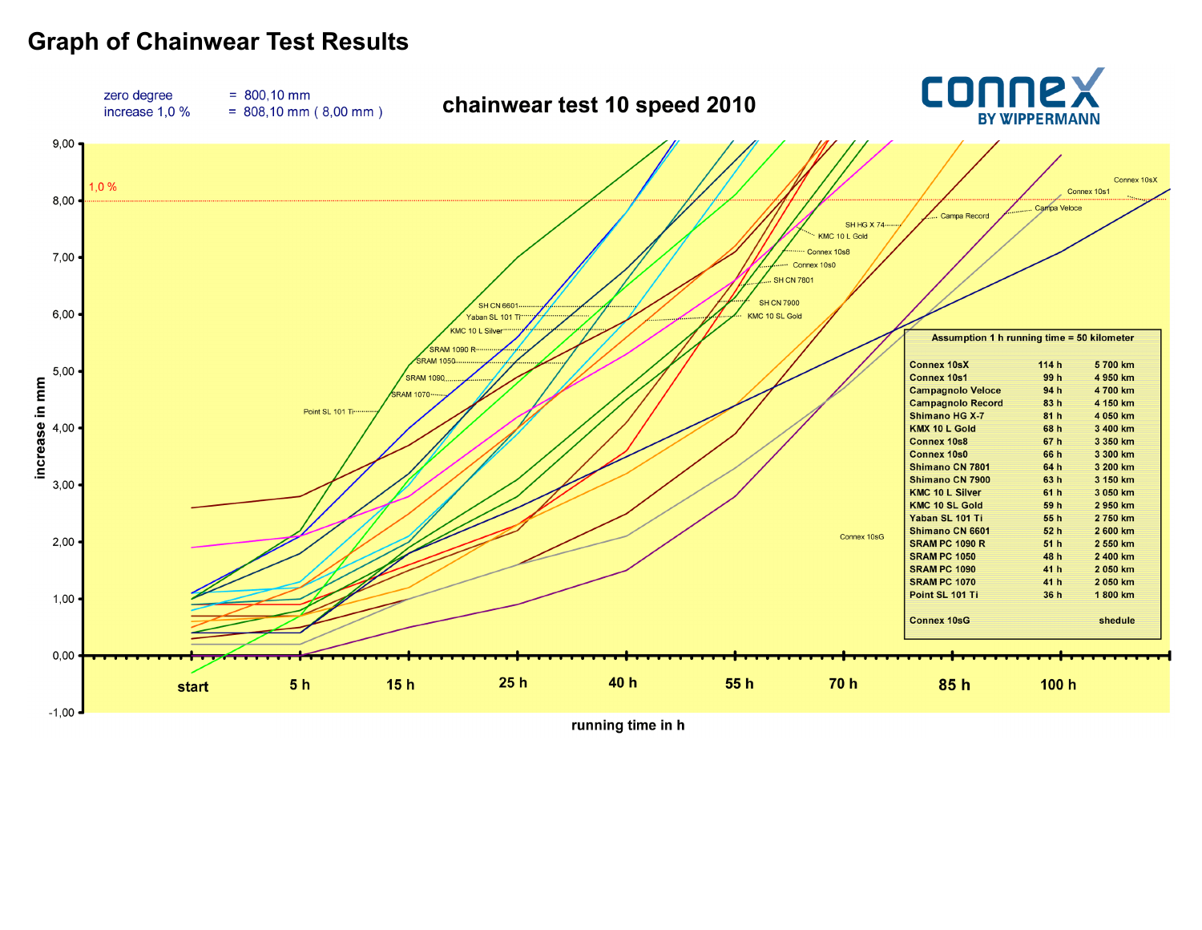# Graph of Chainwear Test Results

zero degree = 800,10 mm
increase 1,0 % = 808,10 mm ( 8,00 mm )

chainwear test 10 speed 2010

connex BY WIPPERMANN

9,00
8,00
7,00
6,00
5,00
4,00
3,00
2,00
1,00
0,00
-1,00

1,0 %

increase in mm

start
5 h
15 h
25 h
40 h
55 h
70 h
85 h
100 h

running time in h

Connex 10sX
Connex 10s1
Campa Veloce
Campa Record
SH HG X 74
KMC 10 L Gold
Connex 10s8
Connex 10s0
SH CN 7801
SH CN 7900
KMC 10 SL Gold
SH CN 6601
Yaban SL 101 Ti
KMC 10 L Silver
SRAM 1090 R
SRAM 1050
SRAM 1090
SRAM 1070
Point SL 101 Ti
Connex 10sG

| Assumption 1 h running time = 50 kilometer | | |
|---|---|---|
| Connex 10sX | 114 h | 5 700 km |
| Connex 10s1 | 99 h | 4 950 km |
| Campagnolo Veloce | 94 h | 4 700 km |
| Campagnolo Record | 83 h | 4 150 km |
| Shimano HG X-7 | 81 h | 4 050 km |
| KMX 10 L Gold | 68 h | 3 400 km |
| Connex 10s8 | 67 h | 3 350 km |
| Connex 10s0 | 66 h | 3 300 km |
| Shimano CN 7801 | 64 h | 3 200 km |
| Shimano CN 7900 | 63 h | 3 150 km |
| KMC 10 L Silver | 61 h | 3 050 km |
| KMC 10 SL Gold | 59 h | 2 950 km |
| Yaban SL 101 Ti | 55 h | 2 750 km |
| Shimano CN 6601 | 52 h | 2 600 km |
| SRAM PC 1090 R | 51 h | 2 550 km |
| SRAM PC 1050 | 48 h | 2 400 km |
| SRAM PC 1090 | 41 h | 2 050 km |
| SRAM PC 1070 | 41 h | 2 050 km |
| Point SL 101 Ti | 36 h | 1 800 km |
| | | |
| Connex 10sG | | shedule |